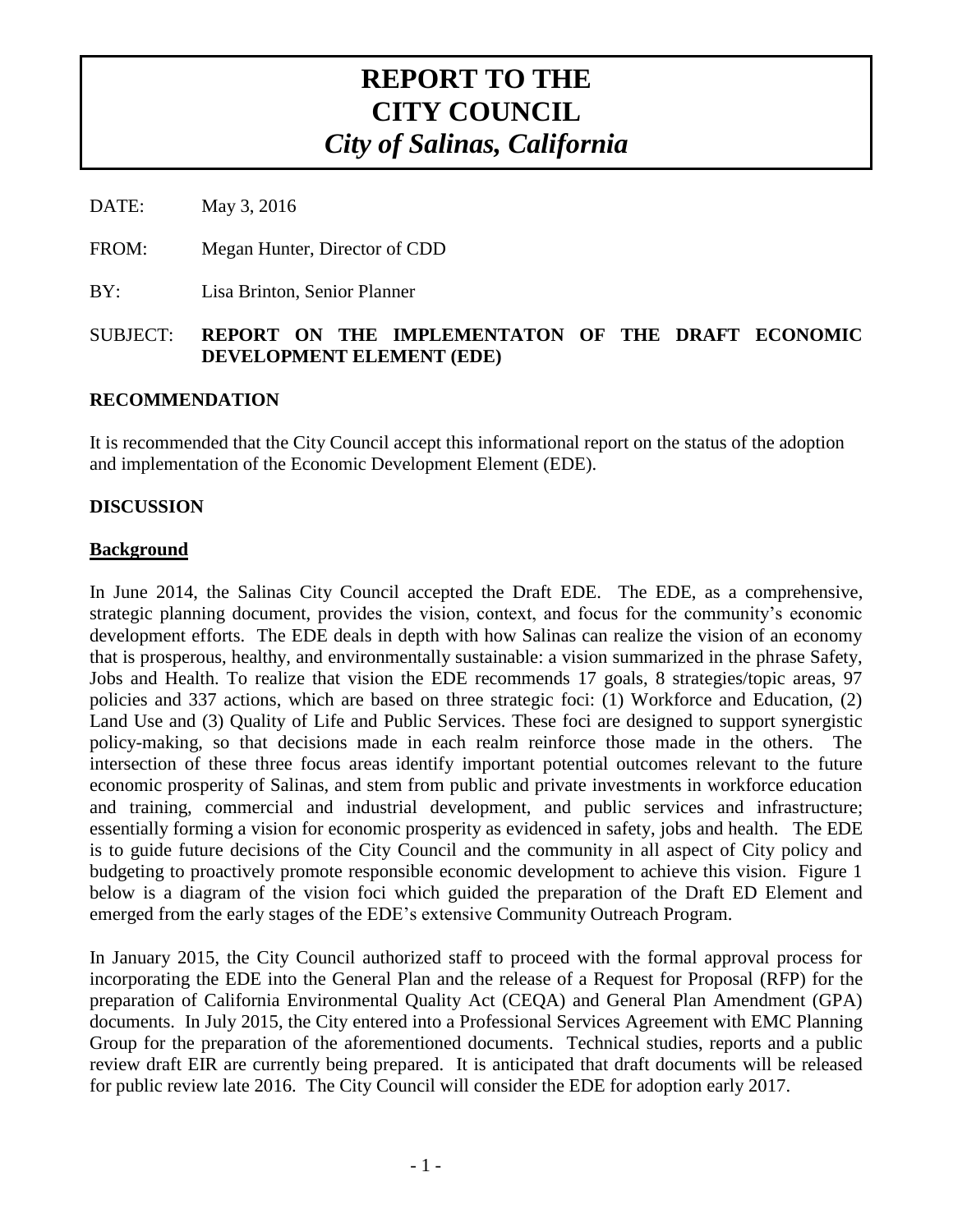# REPORT TO THE CITY COUNCIL
## *City of Salinas, California*

DATE: May 3, 2016

FROM: Megan Hunter, Director of CDD

BY: Lisa Brinton, Senior Planner

SUBJECT: **REPORT ON THE IMPLEMENTATON OF THE DRAFT ECONOMIC DEVELOPMENT ELEMENT (EDE)**

### RECOMMENDATION

It is recommended that the City Council accept this informational report on the status of the adoption and implementation of the Economic Development Element (EDE).

### DISCUSSION

#### Background

In June 2014, the Salinas City Council accepted the Draft EDE. The EDE, as a comprehensive, strategic planning document, provides the vision, context, and focus for the community's economic development efforts. The EDE deals in depth with how Salinas can realize the vision of an economy that is prosperous, healthy, and environmentally sustainable: a vision summarized in the phrase Safety, Jobs and Health. To realize that vision the EDE recommends 17 goals, 8 strategies/topic areas, 97 policies and 337 actions, which are based on three strategic foci: (1) Workforce and Education, (2) Land Use and (3) Quality of Life and Public Services. These foci are designed to support synergistic policy-making, so that decisions made in each realm reinforce those made in the others. The intersection of these three focus areas identify important potential outcomes relevant to the future economic prosperity of Salinas, and stem from public and private investments in workforce education and training, commercial and industrial development, and public services and infrastructure; essentially forming a vision for economic prosperity as evidenced in safety, jobs and health. The EDE is to guide future decisions of the City Council and the community in all aspect of City policy and budgeting to proactively promote responsible economic development to achieve this vision. Figure 1 below is a diagram of the vision foci which guided the preparation of the Draft ED Element and emerged from the early stages of the EDE's extensive Community Outreach Program.

In January 2015, the City Council authorized staff to proceed with the formal approval process for incorporating the EDE into the General Plan and the release of a Request for Proposal (RFP) for the preparation of California Environmental Quality Act (CEQA) and General Plan Amendment (GPA) documents. In July 2015, the City entered into a Professional Services Agreement with EMC Planning Group for the preparation of the aforementioned documents. Technical studies, reports and a public review draft EIR are currently being prepared. It is anticipated that draft documents will be released for public review late 2016. The City Council will consider the EDE for adoption early 2017.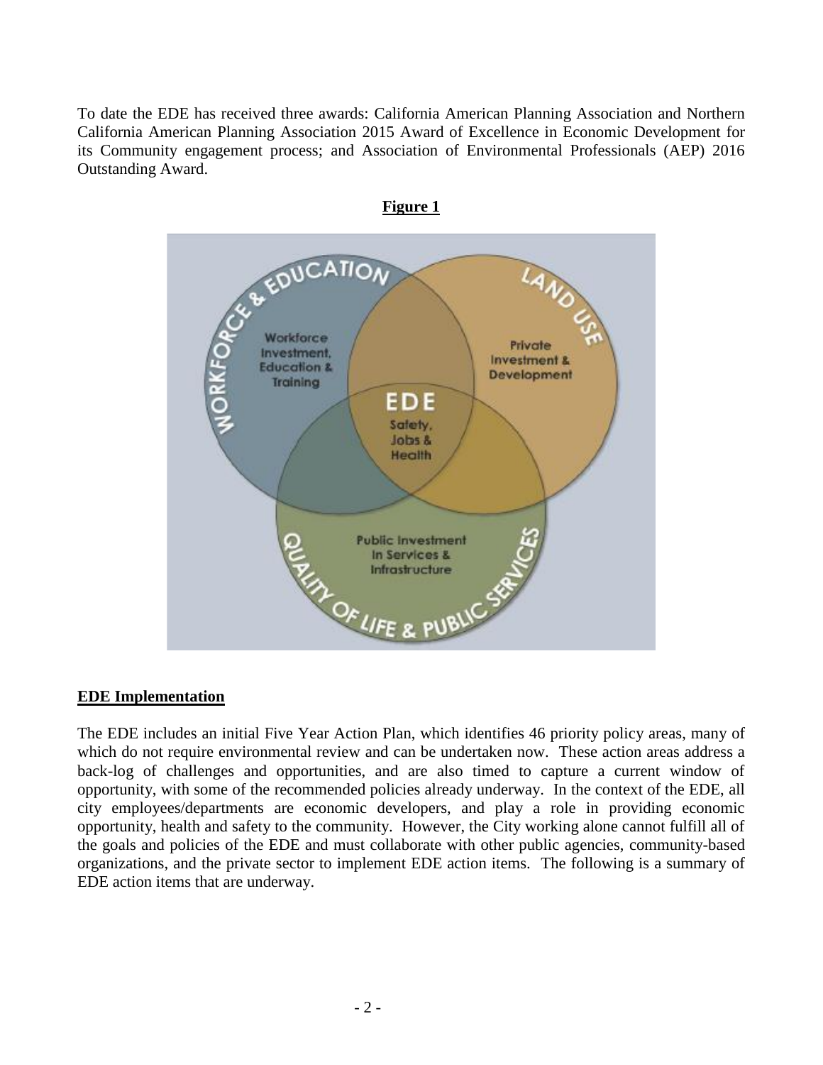To date the EDE has received three awards: California American Planning Association and Northern California American Planning Association 2015 Award of Excellence in Economic Development for its Community engagement process; and Association of Environmental Professionals (AEP) 2016 Outstanding Award.

**Figure 1**

WORKFORCE & EDUCATION

Workforce Investment, Education & Training

LAND USE

Private Investment & Development

EDE

Safety, Jobs & Health

Public Investment in Services & Infrastructure

QUALITY OF LIFE & PUBLIC SERVICES

**EDE Implementation**

The EDE includes an initial Five Year Action Plan, which identifies 46 priority policy areas, many of which do not require environmental review and can be undertaken now. These action areas address a back-log of challenges and opportunities, and are also timed to capture a current window of opportunity, with some of the recommended policies already underway. In the context of the EDE, all city employees/departments are economic developers, and play a role in providing economic opportunity, health and safety to the community. However, the City working alone cannot fulfill all of the goals and policies of the EDE and must collaborate with other public agencies, community-based organizations, and the private sector to implement EDE action items. The following is a summary of EDE action items that are underway.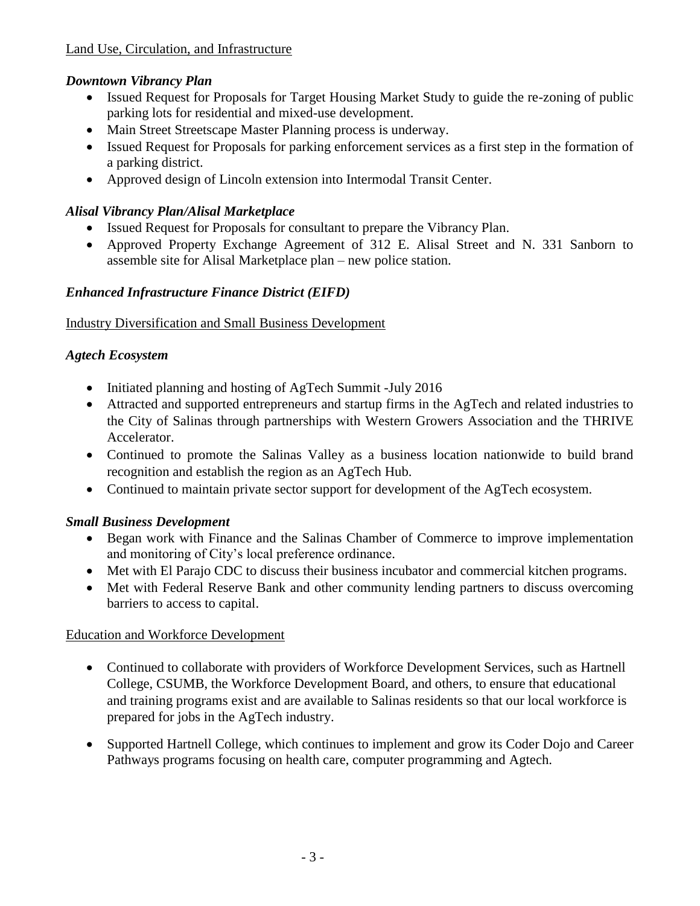Land Use, Circulation, and Infrastructure

***Downtown Vibrancy Plan***

- Issued Request for Proposals for Target Housing Market Study to guide the re-zoning of public parking lots for residential and mixed-use development.
- Main Street Streetscape Master Planning process is underway.
- Issued Request for Proposals for parking enforcement services as a first step in the formation of a parking district.
- Approved design of Lincoln extension into Intermodal Transit Center.

***Alisal Vibrancy Plan/Alisal Marketplace***

- Issued Request for Proposals for consultant to prepare the Vibrancy Plan.
- Approved Property Exchange Agreement of 312 E. Alisal Street and N. 331 Sanborn to assemble site for Alisal Marketplace plan – new police station.

***Enhanced Infrastructure Finance District (EIFD)***

Industry Diversification and Small Business Development

***Agtech Ecosystem***

- Initiated planning and hosting of AgTech Summit -July 2016
- Attracted and supported entrepreneurs and startup firms in the AgTech and related industries to the City of Salinas through partnerships with Western Growers Association and the THRIVE Accelerator.
- Continued to promote the Salinas Valley as a business location nationwide to build brand recognition and establish the region as an AgTech Hub.
- Continued to maintain private sector support for development of the AgTech ecosystem.

***Small Business Development***

- Began work with Finance and the Salinas Chamber of Commerce to improve implementation and monitoring of City's local preference ordinance.
- Met with El Parajo CDC to discuss their business incubator and commercial kitchen programs.
- Met with Federal Reserve Bank and other community lending partners to discuss overcoming barriers to access to capital.

Education and Workforce Development

- Continued to collaborate with providers of Workforce Development Services, such as Hartnell College, CSUMB, the Workforce Development Board, and others, to ensure that educational and training programs exist and are available to Salinas residents so that our local workforce is prepared for jobs in the AgTech industry.
- Supported Hartnell College, which continues to implement and grow its Coder Dojo and Career Pathways programs focusing on health care, computer programming and Agtech.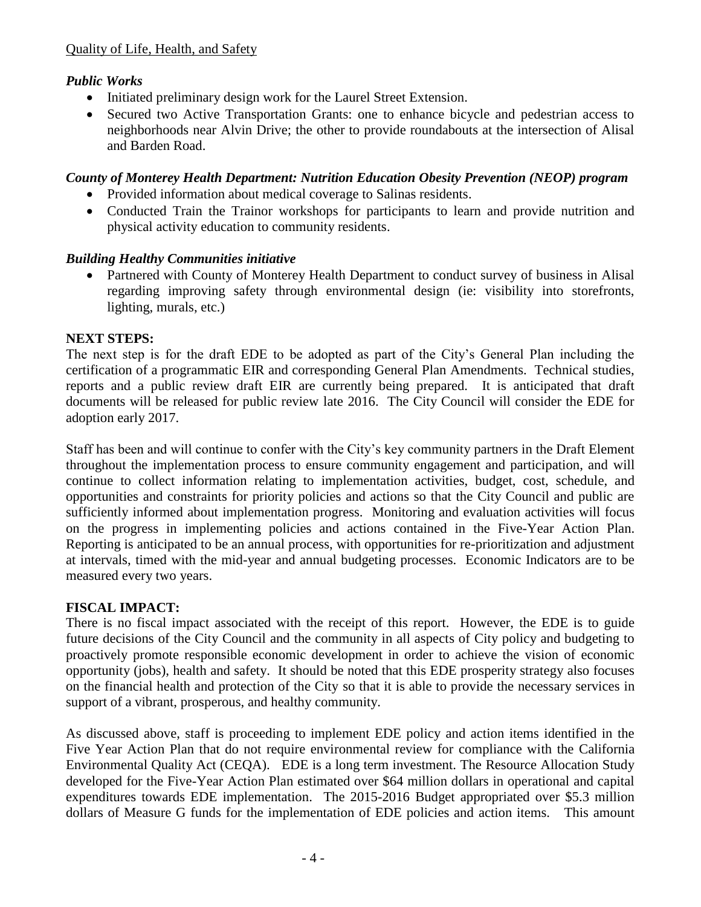Quality of Life, Health, and Safety

***Public Works***

- Initiated preliminary design work for the Laurel Street Extension.
- Secured two Active Transportation Grants: one to enhance bicycle and pedestrian access to neighborhoods near Alvin Drive; the other to provide roundabouts at the intersection of Alisal and Barden Road.

***County of Monterey Health Department: Nutrition Education Obesity Prevention (NEOP) program***

- Provided information about medical coverage to Salinas residents.
- Conducted Train the Trainor workshops for participants to learn and provide nutrition and physical activity education to community residents.

***Building Healthy Communities initiative***

- Partnered with County of Monterey Health Department to conduct survey of business in Alisal regarding improving safety through environmental design (ie: visibility into storefronts, lighting, murals, etc.)

**NEXT STEPS:**

The next step is for the draft EDE to be adopted as part of the City's General Plan including the certification of a programmatic EIR and corresponding General Plan Amendments. Technical studies, reports and a public review draft EIR are currently being prepared. It is anticipated that draft documents will be released for public review late 2016. The City Council will consider the EDE for adoption early 2017.

Staff has been and will continue to confer with the City's key community partners in the Draft Element throughout the implementation process to ensure community engagement and participation, and will continue to collect information relating to implementation activities, budget, cost, schedule, and opportunities and constraints for priority policies and actions so that the City Council and public are sufficiently informed about implementation progress. Monitoring and evaluation activities will focus on the progress in implementing policies and actions contained in the Five-Year Action Plan. Reporting is anticipated to be an annual process, with opportunities for re-prioritization and adjustment at intervals, timed with the mid-year and annual budgeting processes. Economic Indicators are to be measured every two years.

**FISCAL IMPACT:**

There is no fiscal impact associated with the receipt of this report. However, the EDE is to guide future decisions of the City Council and the community in all aspects of City policy and budgeting to proactively promote responsible economic development in order to achieve the vision of economic opportunity (jobs), health and safety. It should be noted that this EDE prosperity strategy also focuses on the financial health and protection of the City so that it is able to provide the necessary services in support of a vibrant, prosperous, and healthy community.

As discussed above, staff is proceeding to implement EDE policy and action items identified in the Five Year Action Plan that do not require environmental review for compliance with the California Environmental Quality Act (CEQA). EDE is a long term investment. The Resource Allocation Study developed for the Five-Year Action Plan estimated over $64 million dollars in operational and capital expenditures towards EDE implementation. The 2015-2016 Budget appropriated over $5.3 million dollars of Measure G funds for the implementation of EDE policies and action items. This amount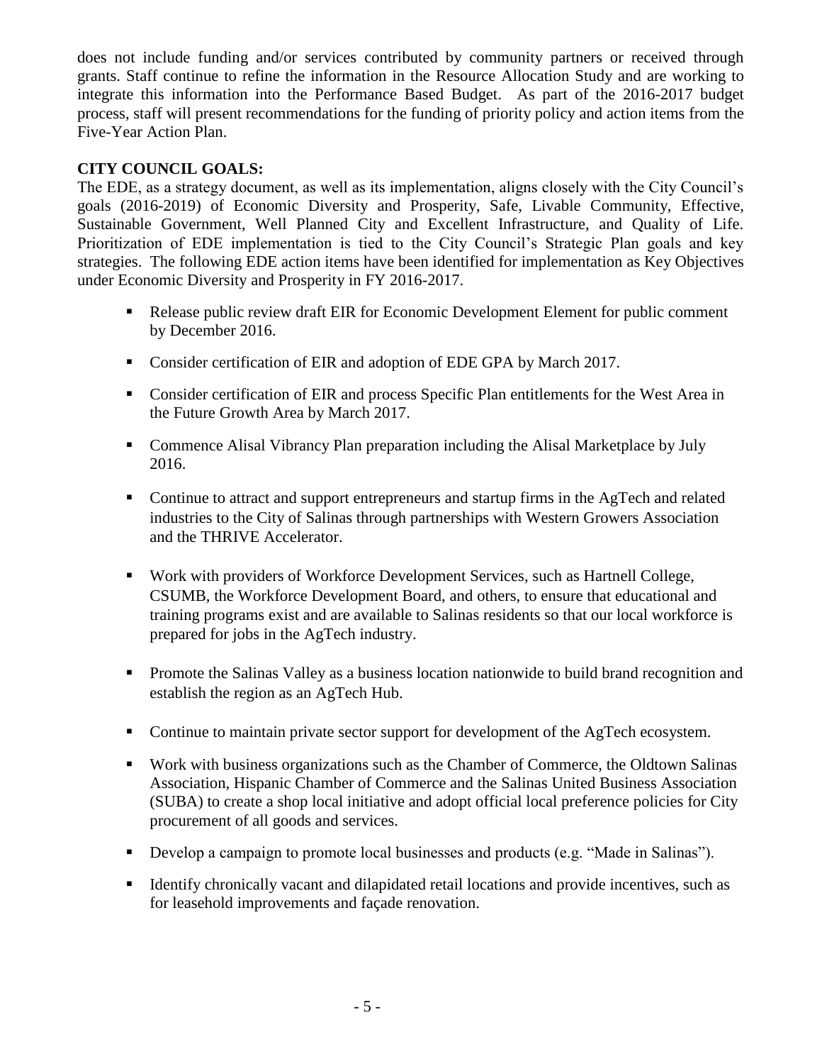does not include funding and/or services contributed by community partners or received through grants. Staff continue to refine the information in the Resource Allocation Study and are working to integrate this information into the Performance Based Budget. As part of the 2016-2017 budget process, staff will present recommendations for the funding of priority policy and action items from the Five-Year Action Plan.

**CITY COUNCIL GOALS:**

The EDE, as a strategy document, as well as its implementation, aligns closely with the City Council's goals (2016-2019) of Economic Diversity and Prosperity, Safe, Livable Community, Effective, Sustainable Government, Well Planned City and Excellent Infrastructure, and Quality of Life. Prioritization of EDE implementation is tied to the City Council's Strategic Plan goals and key strategies. The following EDE action items have been identified for implementation as Key Objectives under Economic Diversity and Prosperity in FY 2016-2017.

- Release public review draft EIR for Economic Development Element for public comment by December 2016.
- Consider certification of EIR and adoption of EDE GPA by March 2017.
- Consider certification of EIR and process Specific Plan entitlements for the West Area in the Future Growth Area by March 2017.
- Commence Alisal Vibrancy Plan preparation including the Alisal Marketplace by July 2016.
- Continue to attract and support entrepreneurs and startup firms in the AgTech and related industries to the City of Salinas through partnerships with Western Growers Association and the THRIVE Accelerator.
- Work with providers of Workforce Development Services, such as Hartnell College, CSUMB, the Workforce Development Board, and others, to ensure that educational and training programs exist and are available to Salinas residents so that our local workforce is prepared for jobs in the AgTech industry.
- Promote the Salinas Valley as a business location nationwide to build brand recognition and establish the region as an AgTech Hub.
- Continue to maintain private sector support for development of the AgTech ecosystem.
- Work with business organizations such as the Chamber of Commerce, the Oldtown Salinas Association, Hispanic Chamber of Commerce and the Salinas United Business Association (SUBA) to create a shop local initiative and adopt official local preference policies for City procurement of all goods and services.
- Develop a campaign to promote local businesses and products (e.g. "Made in Salinas").
- Identify chronically vacant and dilapidated retail locations and provide incentives, such as for leasehold improvements and façade renovation.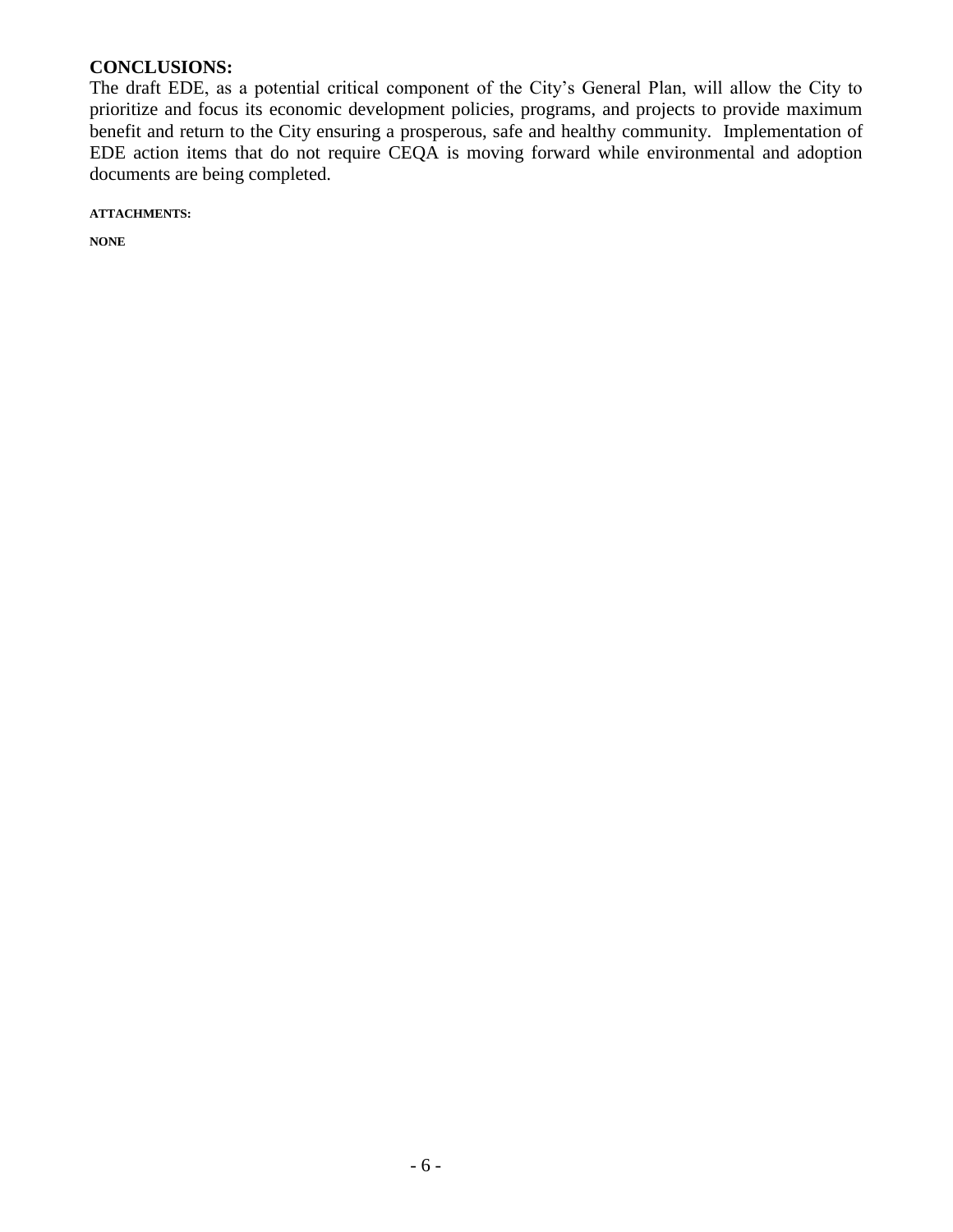**CONCLUSIONS:**

The draft EDE, as a potential critical component of the City's General Plan, will allow the City to prioritize and focus its economic development policies, programs, and projects to provide maximum benefit and return to the City ensuring a prosperous, safe and healthy community. Implementation of EDE action items that do not require CEQA is moving forward while environmental and adoption documents are being completed.

**ATTACHMENTS:**

**NONE**